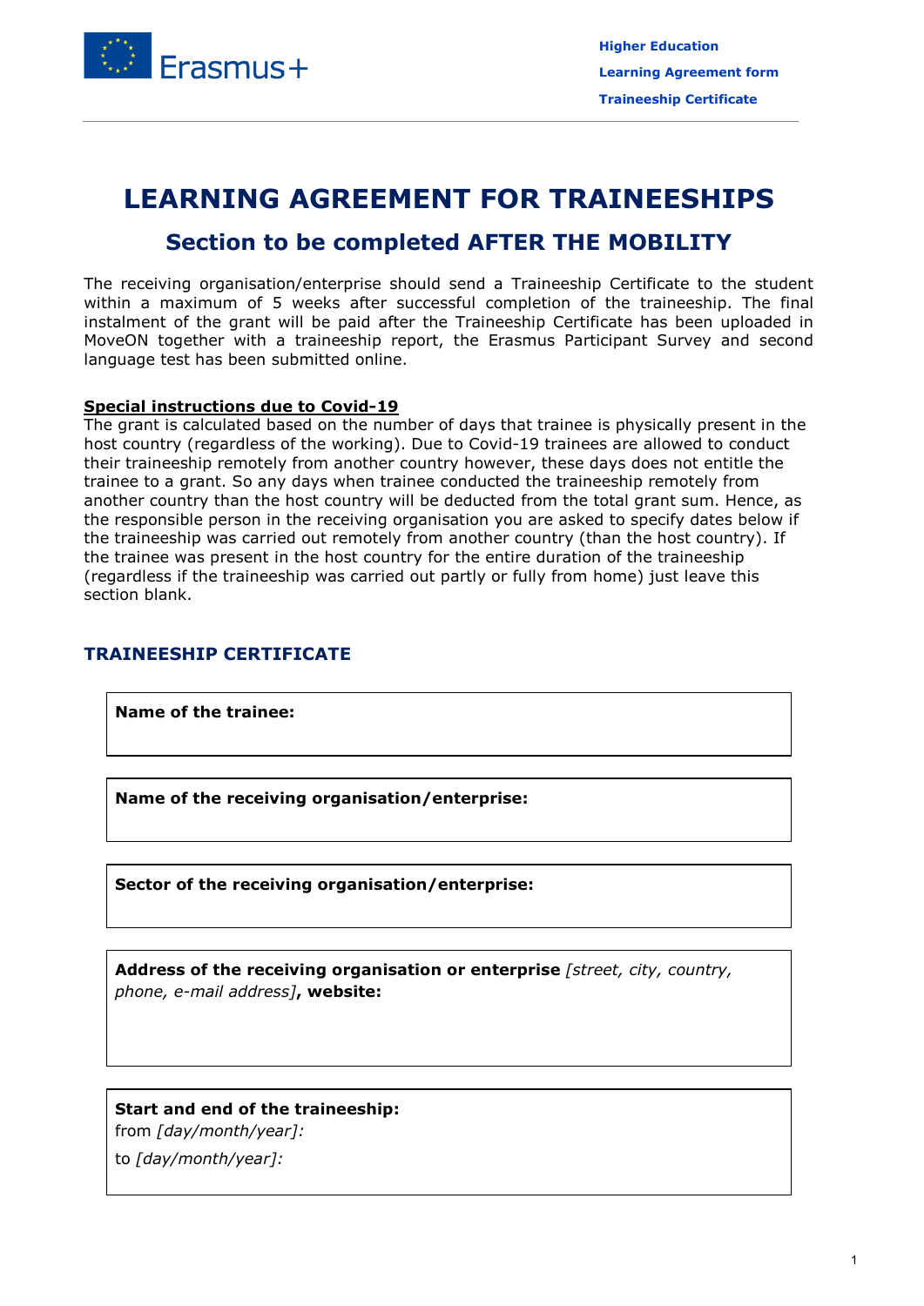# LEARNING AGREEMENT FOR TRAINEESHIPS

## Section to be completed AFTER THE MOBILITY

The receiving organisation/enterprise should send a Traineeship Certificate to the student within a maximum of 5 weeks after successful completion of the traineeship. The final instalment of the grant will be paid after the Traineeship Certificate has been uploaded in MoveON together with a traineeship report, the Erasmus Participant Survey and second language test has been submitted online.

**Special instructions due to Covid-19**

The grant is calculated based on the number of days that trainee is physically present in the host country (regardless of the working). Due to Covid-19 trainees are allowed to conduct their traineeship remotely from another country however, these days does not entitle the trainee to a grant. So any days when trainee conducted the traineeship remotely from another country than the host country will be deducted from the total grant sum. Hence, as the responsible person in the receiving organisation you are asked to specify dates below if the traineeship was carried out remotely from another country (than the host country). If the trainee was present in the host country for the entire duration of the traineeship (regardless if the traineeship was carried out partly or fully from home) just leave this section blank.

### TRAINEESHIP CERTIFICATE

**Name of the trainee:**

**Name of the receiving organisation/enterprise:**

**Sector of the receiving organisation/enterprise:**

**Address of the receiving organisation or enterprise** *[street, city, country, phone, e-mail address]*, **website:**

**Start and end of the traineeship:**

from *[day/month/year]:*

to *[day/month/year]:*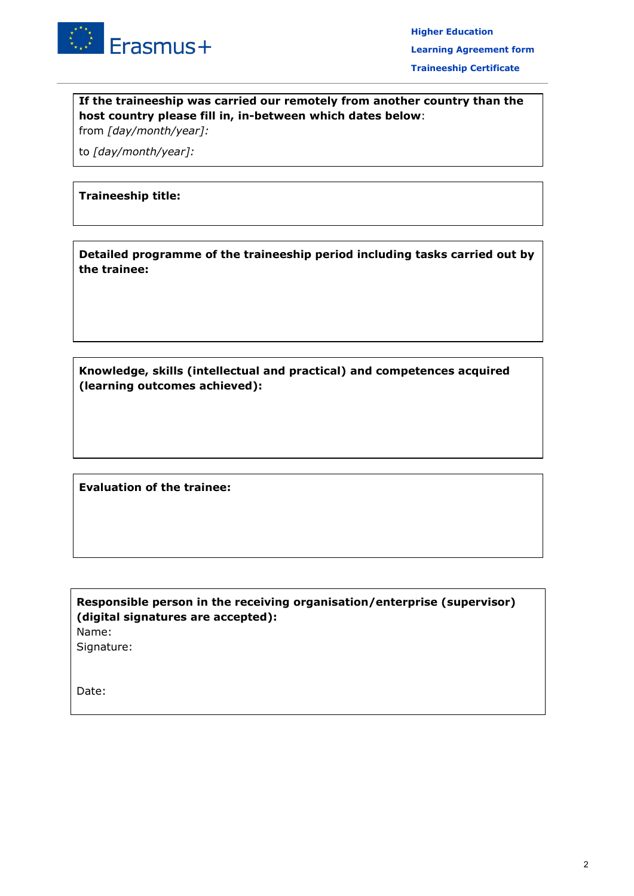**If the traineeship was carried our remotely from another country than the host country please fill in, in-between which dates below**:

from *[day/month/year]:*

to *[day/month/year]:*

**Traineeship title:**

**Detailed programme of the traineeship period including tasks carried out by the trainee:**

**Knowledge, skills (intellectual and practical) and competences acquired (learning outcomes achieved):**

**Evaluation of the trainee:**

**Responsible person in the receiving organisation/enterprise (supervisor) (digital signatures are accepted):**

Name:

Signature:

Date: